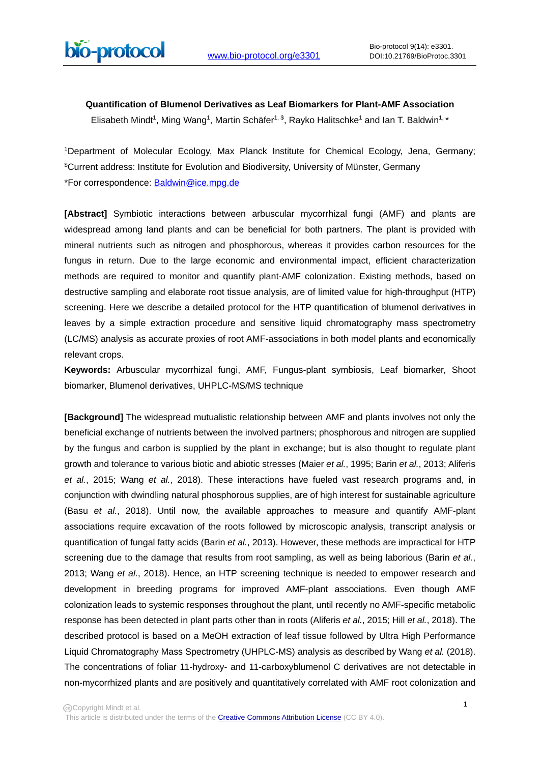# Quantification of Blumenol Derivatives as Leaf Biomarkers for Plant-AMF Association

Elisabeth Mindt[1], Ming Wang[1], Martin Schäfer[1, $], Rayko Halitschke[1] and Ian T. Baldwin[1, *]

[1]Department of Molecular Ecology, Max Planck Institute for Chemical Ecology, Jena, Germany; [$]Current address: Institute for Evolution and Biodiversity, University of Münster, Germany

*For correspondence: Baldwin@ice.mpg.de

**[Abstract]** Symbiotic interactions between arbuscular mycorrhizal fungi (AMF) and plants are widespread among land plants and can be beneficial for both partners. The plant is provided with mineral nutrients such as nitrogen and phosphorous, whereas it provides carbon resources for the fungus in return. Due to the large economic and environmental impact, efficient characterization methods are required to monitor and quantify plant-AMF colonization. Existing methods, based on destructive sampling and elaborate root tissue analysis, are of limited value for high-throughput (HTP) screening. Here we describe a detailed protocol for the HTP quantification of blumenol derivatives in leaves by a simple extraction procedure and sensitive liquid chromatography mass spectrometry (LC/MS) analysis as accurate proxies of root AMF-associations in both model plants and economically relevant crops.

**Keywords:** Arbuscular mycorrhizal fungi, AMF, Fungus-plant symbiosis, Leaf biomarker, Shoot biomarker, Blumenol derivatives, UHPLC-MS/MS technique

**[Background]** The widespread mutualistic relationship between AMF and plants involves not only the beneficial exchange of nutrients between the involved partners; phosphorous and nitrogen are supplied by the fungus and carbon is supplied by the plant in exchange; but is also thought to regulate plant growth and tolerance to various biotic and abiotic stresses (Maier *et al.*, 1995; Barin *et al.*, 2013; Aliferis *et al.*, 2015; Wang *et al.*, 2018). These interactions have fueled vast research programs and, in conjunction with dwindling natural phosphorous supplies, are of high interest for sustainable agriculture (Basu *et al.*, 2018). Until now, the available approaches to measure and quantify AMF-plant associations require excavation of the roots followed by microscopic analysis, transcript analysis or quantification of fungal fatty acids (Barin *et al.*, 2013). However, these methods are impractical for HTP screening due to the damage that results from root sampling, as well as being laborious (Barin *et al.*, 2013; Wang *et al.*, 2018). Hence, an HTP screening technique is needed to empower research and development in breeding programs for improved AMF-plant associations. Even though AMF colonization leads to systemic responses throughout the plant, until recently no AMF-specific metabolic response has been detected in plant parts other than in roots (Aliferis *et al.*, 2015; Hill *et al.*, 2018). The described protocol is based on a MeOH extraction of leaf tissue followed by Ultra High Performance Liquid Chromatography Mass Spectrometry (UHPLC-MS) analysis as described by Wang *et al.* (2018). The concentrations of foliar 11-hydroxy- and 11-carboxyblumenol C derivatives are not detectable in non-mycorrhized plants and are positively and quantitatively correlated with AMF root colonization and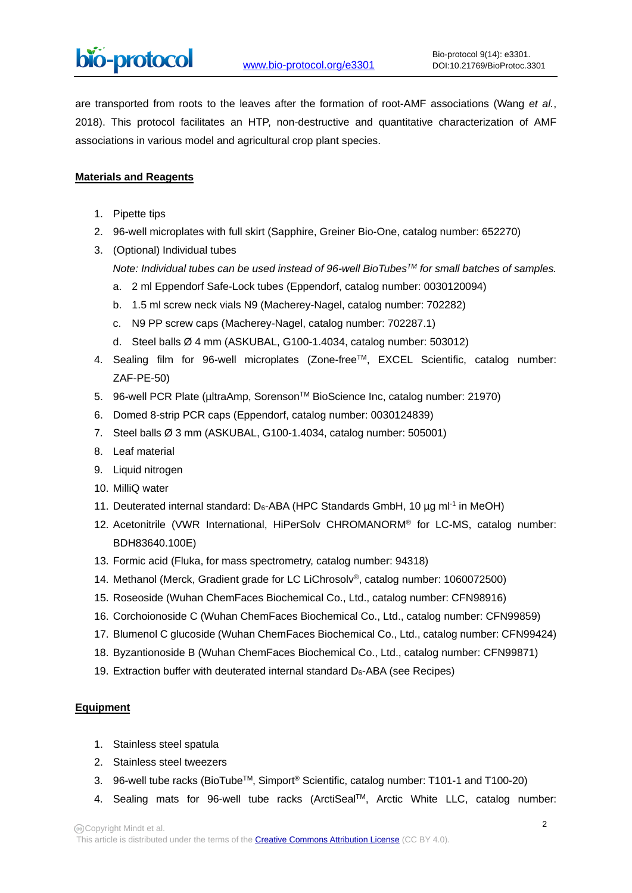are transported from roots to the leaves after the formation of root-AMF associations (Wang *et al.*, 2018). This protocol facilitates an HTP, non-destructive and quantitative characterization of AMF associations in various model and agricultural crop plant species.

## Materials and Reagents

1. Pipette tips
2. 96-well microplates with full skirt (Sapphire, Greiner Bio-One, catalog number: 652270)
3. (Optional) Individual tubes
   *Note: Individual tubes can be used instead of 96-well BioTubes$^{TM}$ for small batches of samples.*
   a. 2 ml Eppendorf Safe-Lock tubes (Eppendorf, catalog number: 0030120094)
   b. 1.5 ml screw neck vials N9 (Macherey-Nagel, catalog number: 702282)
   c. N9 PP screw caps (Macherey-Nagel, catalog number: 702287.1)
   d. Steel balls Ø 4 mm (ASKUBAL, G100-1.4034, catalog number: 503012)
4. Sealing film for 96-well microplates (Zone-free$^{TM}$, EXCEL Scientific, catalog number: ZAF-PE-50)
5. 96-well PCR Plate (µltraAmp, Sorenson$^{TM}$ BioScience Inc, catalog number: 21970)
6. Domed 8-strip PCR caps (Eppendorf, catalog number: 0030124839)
7. Steel balls Ø 3 mm (ASKUBAL, G100-1.4034, catalog number: 505001)
8. Leaf material
9. Liquid nitrogen
10. MilliQ water
11. Deuterated internal standard: $D_6$-ABA (HPC Standards GmbH, 10 µg ml$^{-1}$ in MeOH)
12. Acetonitrile (VWR International, HiPerSolv CHROMANORM® for LC-MS, catalog number: BDH83640.100E)
13. Formic acid (Fluka, for mass spectrometry, catalog number: 94318)
14. Methanol (Merck, Gradient grade for LC LiChrosolv®, catalog number: 1060072500)
15. Roseoside (Wuhan ChemFaces Biochemical Co., Ltd., catalog number: CFN98916)
16. Corchoionoside C (Wuhan ChemFaces Biochemical Co., Ltd., catalog number: CFN99859)
17. Blumenol C glucoside (Wuhan ChemFaces Biochemical Co., Ltd., catalog number: CFN99424)
18. Byzantionoside B (Wuhan ChemFaces Biochemical Co., Ltd., catalog number: CFN99871)
19. Extraction buffer with deuterated internal standard $D_6$-ABA (see Recipes)

## Equipment

1. Stainless steel spatula
2. Stainless steel tweezers
3. 96-well tube racks (BioTube$^{TM}$, Simport® Scientific, catalog number: T101-1 and T100-20)
4. Sealing mats for 96-well tube racks (ArctiSeal$^{TM}$, Arctic White LLC, catalog number: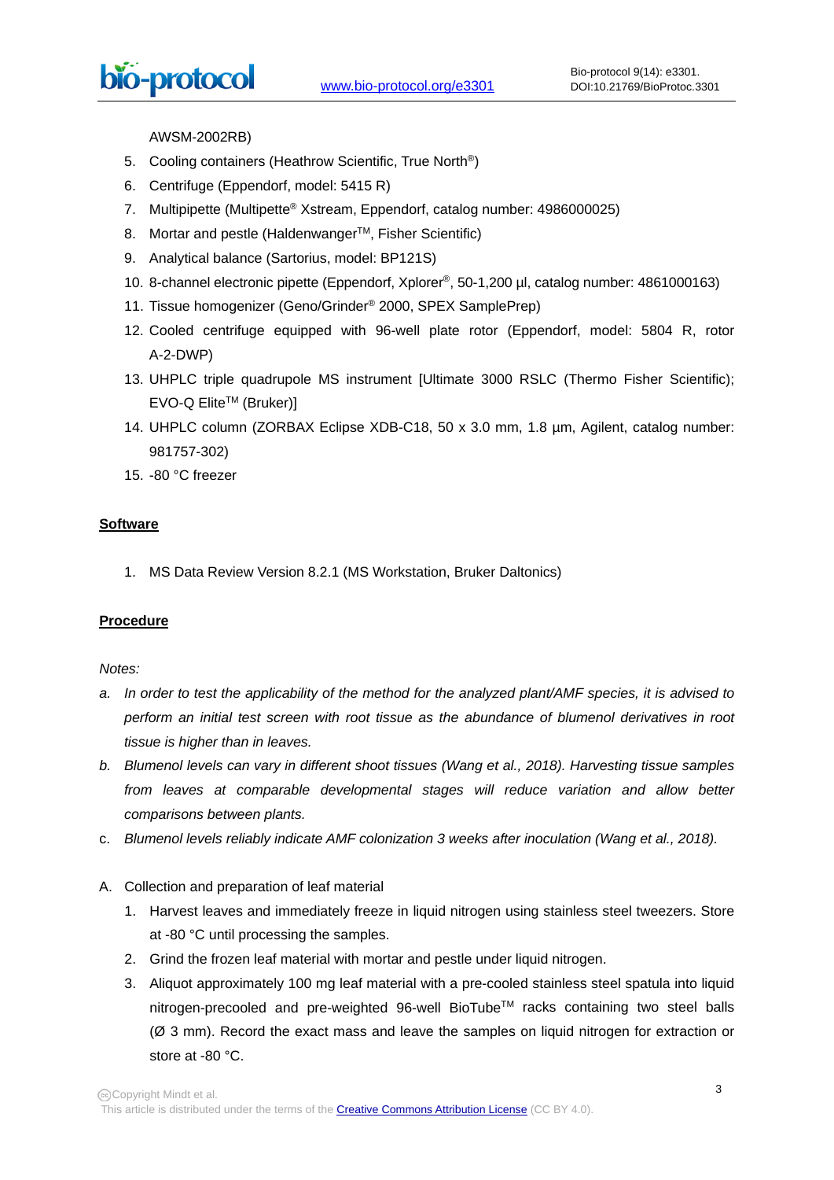AWSM-2002RB)

5. Cooling containers (Heathrow Scientific, True North®)
6. Centrifuge (Eppendorf, model: 5415 R)
7. Multipipette (Multipette® Xstream, Eppendorf, catalog number: 4986000025)
8. Mortar and pestle (Haldenwanger™, Fisher Scientific)
9. Analytical balance (Sartorius, model: BP121S)
10. 8-channel electronic pipette (Eppendorf, Xplorer®, 50-1,200 µl, catalog number: 4861000163)
11. Tissue homogenizer (Geno/Grinder® 2000, SPEX SamplePrep)
12. Cooled centrifuge equipped with 96-well plate rotor (Eppendorf, model: 5804 R, rotor A-2-DWP)
13. UHPLC triple quadrupole MS instrument [Ultimate 3000 RSLC (Thermo Fisher Scientific); EVO-Q Elite™ (Bruker)]
14. UHPLC column (ZORBAX Eclipse XDB-C18, 50 x 3.0 mm, 1.8 µm, Agilent, catalog number: 981757-302)
15. -80 °C freezer

## Software

1. MS Data Review Version 8.2.1 (MS Workstation, Bruker Daltonics)

## Procedure

*Notes:*

*a. In order to test the applicability of the method for the analyzed plant/AMF species, it is advised to perform an initial test screen with root tissue as the abundance of blumenol derivatives in root tissue is higher than in leaves.*

*b. Blumenol levels can vary in different shoot tissues (Wang et al., 2018). Harvesting tissue samples from leaves at comparable developmental stages will reduce variation and allow better comparisons between plants.*

*c. Blumenol levels reliably indicate AMF colonization 3 weeks after inoculation (Wang et al., 2018).*

A. Collection and preparation of leaf material

1. Harvest leaves and immediately freeze in liquid nitrogen using stainless steel tweezers. Store at -80 °C until processing the samples.
2. Grind the frozen leaf material with mortar and pestle under liquid nitrogen.
3. Aliquot approximately 100 mg leaf material with a pre-cooled stainless steel spatula into liquid nitrogen-precooled and pre-weighted 96-well BioTube™ racks containing two steel balls (Ø 3 mm). Record the exact mass and leave the samples on liquid nitrogen for extraction or store at -80 °C.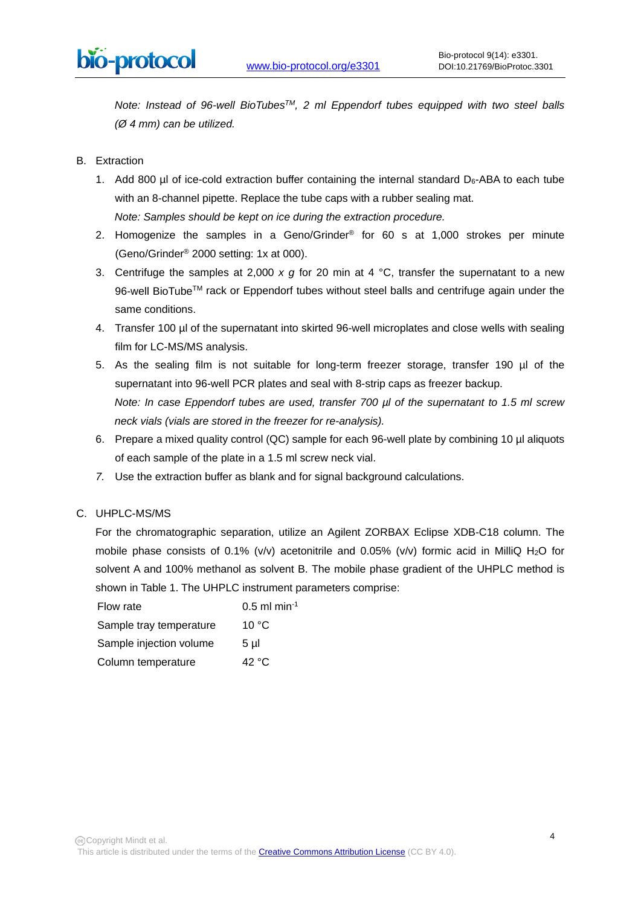*Note: Instead of 96-well BioTubes™, 2 ml Eppendorf tubes equipped with two steel balls (Ø 4 mm) can be utilized.*

B. Extraction

1. Add 800 µl of ice-cold extraction buffer containing the internal standard $D_6$-ABA to each tube with an 8-channel pipette. Replace the tube caps with a rubber sealing mat.
   *Note: Samples should be kept on ice during the extraction procedure.*
2. Homogenize the samples in a Geno/Grinder® for 60 s at 1,000 strokes per minute (Geno/Grinder® 2000 setting: 1x at 000).
3. Centrifuge the samples at 2,000 *x g* for 20 min at 4 °C, transfer the supernatant to a new 96-well BioTube™ rack or Eppendorf tubes without steel balls and centrifuge again under the same conditions.
4. Transfer 100 µl of the supernatant into skirted 96-well microplates and close wells with sealing film for LC-MS/MS analysis.
5. As the sealing film is not suitable for long-term freezer storage, transfer 190 µl of the supernatant into 96-well PCR plates and seal with 8-strip caps as freezer backup.
   *Note: In case Eppendorf tubes are used, transfer 700 µl of the supernatant to 1.5 ml screw neck vials (vials are stored in the freezer for re-analysis).*
6. Prepare a mixed quality control (QC) sample for each 96-well plate by combining 10 µl aliquots of each sample of the plate in a 1.5 ml screw neck vial.
7. Use the extraction buffer as blank and for signal background calculations.

C. UHPLC-MS/MS

For the chromatographic separation, utilize an Agilent ZORBAX Eclipse XDB-C18 column. The mobile phase consists of 0.1% (v/v) acetonitrile and 0.05% (v/v) formic acid in MilliQ $H_2O$ for solvent A and 100% methanol as solvent B. The mobile phase gradient of the UHPLC method is shown in Table 1. The UHPLC instrument parameters comprise:

| | |
|---|---|
| Flow rate | 0.5 ml $min^{-1}$ |
| Sample tray temperature | 10 °C |
| Sample injection volume | 5 µl |
| Column temperature | 42 °C |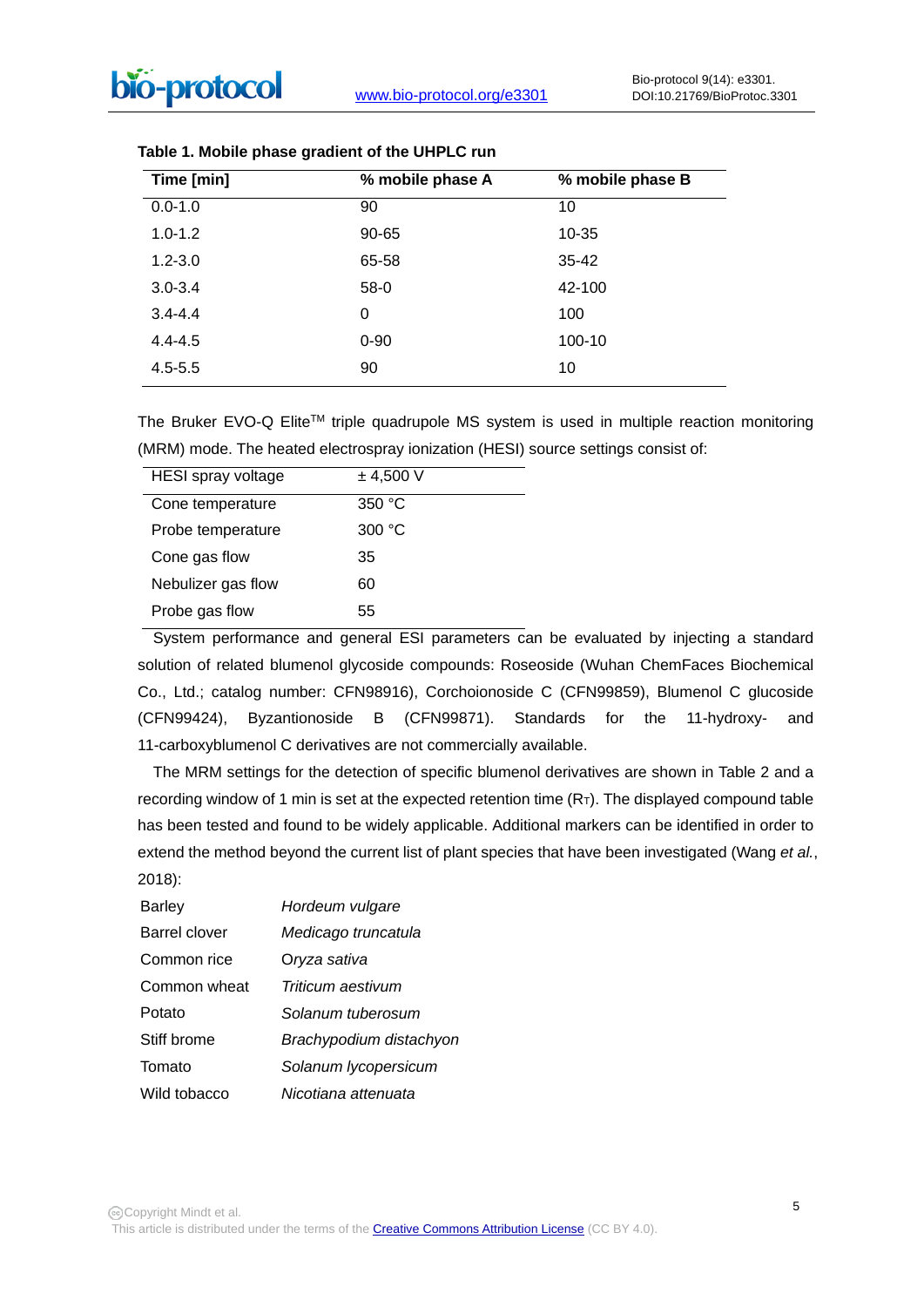**Table 1. Mobile phase gradient of the UHPLC run**

| Time [min] | % mobile phase A | % mobile phase B |
|---|---|---|
| 0.0-1.0 | 90 | 10 |
| 1.0-1.2 | 90-65 | 10-35 |
| 1.2-3.0 | 65-58 | 35-42 |
| 3.0-3.4 | 58-0 | 42-100 |
| 3.4-4.4 | 0 | 100 |
| 4.4-4.5 | 0-90 | 100-10 |
| 4.5-5.5 | 90 | 10 |

The Bruker EVO-Q Elite™ triple quadrupole MS system is used in multiple reaction monitoring (MRM) mode. The heated electrospray ionization (HESI) source settings consist of:

| HESI spray voltage | ± 4,500 V |
|---|---|
| Cone temperature | 350 °C |
| Probe temperature | 300 °C |
| Cone gas flow | 35 |
| Nebulizer gas flow | 60 |
| Probe gas flow | 55 |

System performance and general ESI parameters can be evaluated by injecting a standard solution of related blumenol glycoside compounds: Roseoside (Wuhan ChemFaces Biochemical Co., Ltd.; catalog number: CFN98916), Corchoionoside C (CFN99859), Blumenol C glucoside (CFN99424), Byzantionoside B (CFN99871). Standards for the 11-hydroxy- and 11-carboxyblumenol C derivatives are not commercially available.

The MRM settings for the detection of specific blumenol derivatives are shown in Table 2 and a recording window of 1 min is set at the expected retention time ($R_T$). The displayed compound table has been tested and found to be widely applicable. Additional markers can be identified in order to extend the method beyond the current list of plant species that have been investigated (Wang *et al.*, 2018):

| | |
|---|---|
| Barley | *Hordeum vulgare* |
| Barrel clover | *Medicago truncatula* |
| Common rice | *Oryza sativa* |
| Common wheat | *Triticum aestivum* |
| Potato | *Solanum tuberosum* |
| Stiff brome | *Brachypodium distachyon* |
| Tomato | *Solanum lycopersicum* |
| Wild tobacco | *Nicotiana attenuata* |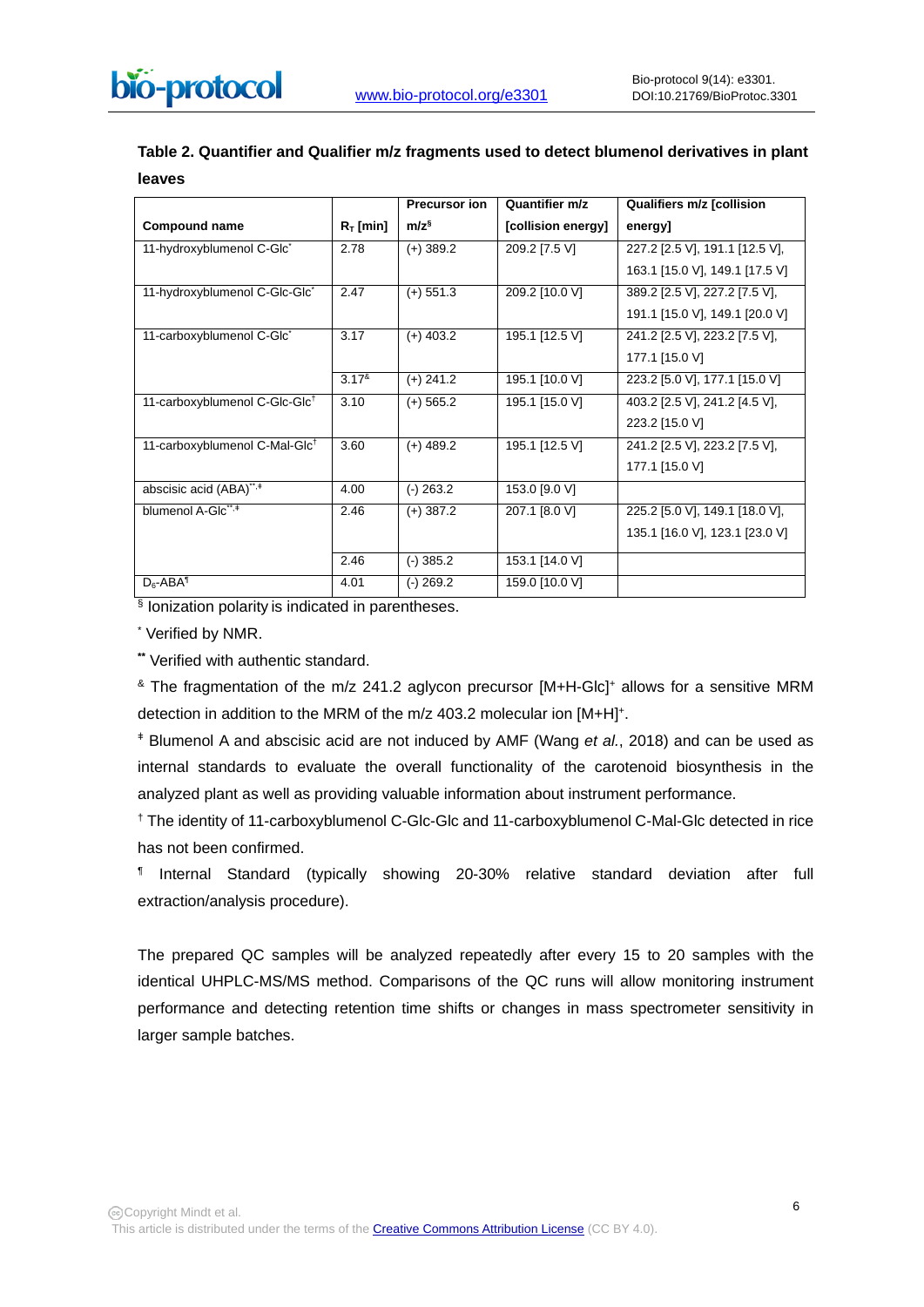**Table 2. Quantifier and Qualifier m/z fragments used to detect blumenol derivatives in plant leaves**

| Compound name | $R_T$ [min] | Precursor ion m/z[§] | Quantifier m/z [collision energy] | Qualifiers m/z [collision energy] |
|---|---|---|---|---|
| 11-hydroxyblumenol C-Glc[*] | 2.78 | (+) 389.2 | 209.2 [7.5 V] | 227.2 [2.5 V], 191.1 [12.5 V], 163.1 [15.0 V], 149.1 [17.5 V] |
| 11-hydroxyblumenol C-Glc-Glc[*] | 2.47 | (+) 551.3 | 209.2 [10.0 V] | 389.2 [2.5 V], 227.2 [7.5 V], 191.1 [15.0 V], 149.1 [20.0 V] |
| 11-carboxyblumenol C-Glc[*] | 3.17 | (+) 403.2 | 195.1 [12.5 V] | 241.2 [2.5 V], 223.2 [7.5 V], 177.1 [15.0 V] |
| | 3.17[&] | (+) 241.2 | 195.1 [10.0 V] | 223.2 [5.0 V], 177.1 [15.0 V] |
| 11-carboxyblumenol C-Glc-Glc[†] | 3.10 | (+) 565.2 | 195.1 [15.0 V] | 403.2 [2.5 V], 241.2 [4.5 V], 223.2 [15.0 V] |
| 11-carboxyblumenol C-Mal-Glc[†] | 3.60 | (+) 489.2 | 195.1 [12.5 V] | 241.2 [2.5 V], 223.2 [7.5 V], 177.1 [15.0 V] |
| abscisic acid (ABA)[**,‡] | 4.00 | (-) 263.2 | 153.0 [9.0 V] | |
| blumenol A-Glc[**,‡] | 2.46 | (+) 387.2 | 207.1 [8.0 V] | 225.2 [5.0 V], 149.1 [18.0 V], 135.1 [16.0 V], 123.1 [23.0 V] |
| | 2.46 | (-) 385.2 | 153.1 [14.0 V] | |
| $D_6$-ABA[¶] | 4.01 | (-) 269.2 | 159.0 [10.0 V] | |

[§] Ionization polarity is indicated in parentheses.

[*] Verified by NMR.

[**] Verified with authentic standard.

[&] The fragmentation of the m/z 241.2 aglycon precursor $[M+H\text{-}Glc]^+$ allows for a sensitive MRM detection in addition to the MRM of the m/z 403.2 molecular ion $[M+H]^+$.

[‡] Blumenol A and abscisic acid are not induced by AMF (Wang *et al.*, 2018) and can be used as internal standards to evaluate the overall functionality of the carotenoid biosynthesis in the analyzed plant as well as providing valuable information about instrument performance.

[†] The identity of 11-carboxyblumenol C-Glc-Glc and 11-carboxyblumenol C-Mal-Glc detected in rice has not been confirmed.

[¶] Internal Standard (typically showing 20-30% relative standard deviation after full extraction/analysis procedure).

The prepared QC samples will be analyzed repeatedly after every 15 to 20 samples with the identical UHPLC-MS/MS method. Comparisons of the QC runs will allow monitoring instrument performance and detecting retention time shifts or changes in mass spectrometer sensitivity in larger sample batches.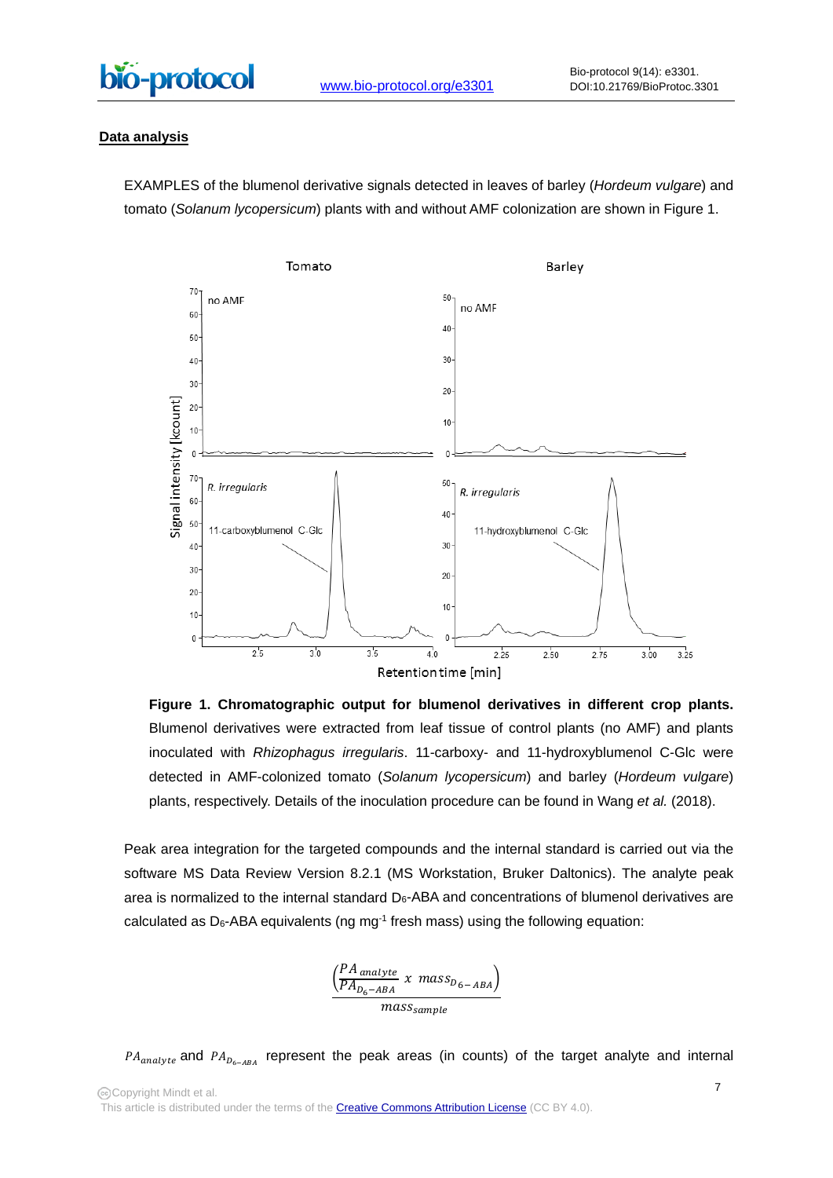**Data analysis**

EXAMPLES of the blumenol derivative signals detected in leaves of barley (*Hordeum vulgare*) and tomato (*Solanum lycopersicum*) plants with and without AMF colonization are shown in Figure 1.

**Figure 1. Chromatographic output for blumenol derivatives in different crop plants.** Blumenol derivatives were extracted from leaf tissue of control plants (no AMF) and plants inoculated with *Rhizophagus irregularis*. 11-carboxy- and 11-hydroxyblumenol C-Glc were detected in AMF-colonized tomato (*Solanum lycopersicum*) and barley (*Hordeum vulgare*) plants, respectively. Details of the inoculation procedure can be found in Wang *et al.* (2018).

Peak area integration for the targeted compounds and the internal standard is carried out via the software MS Data Review Version 8.2.1 (MS Workstation, Bruker Daltonics). The analyte peak area is normalized to the internal standard $D_6$-ABA and concentrations of blumenol derivatives are calculated as $D_6$-ABA equivalents (ng mg$^{-1}$ fresh mass) using the following equation:

$$\frac{\left(\frac{PA_{analyte}}{PA_{D_6-ABA}} \ x \ mass_{D_{6-ABA}}\right)}{mass_{sample}}$$

$PA_{analyte}$ and $PA_{D_{6-ABA}}$ represent the peak areas (in counts) of the target analyte and internal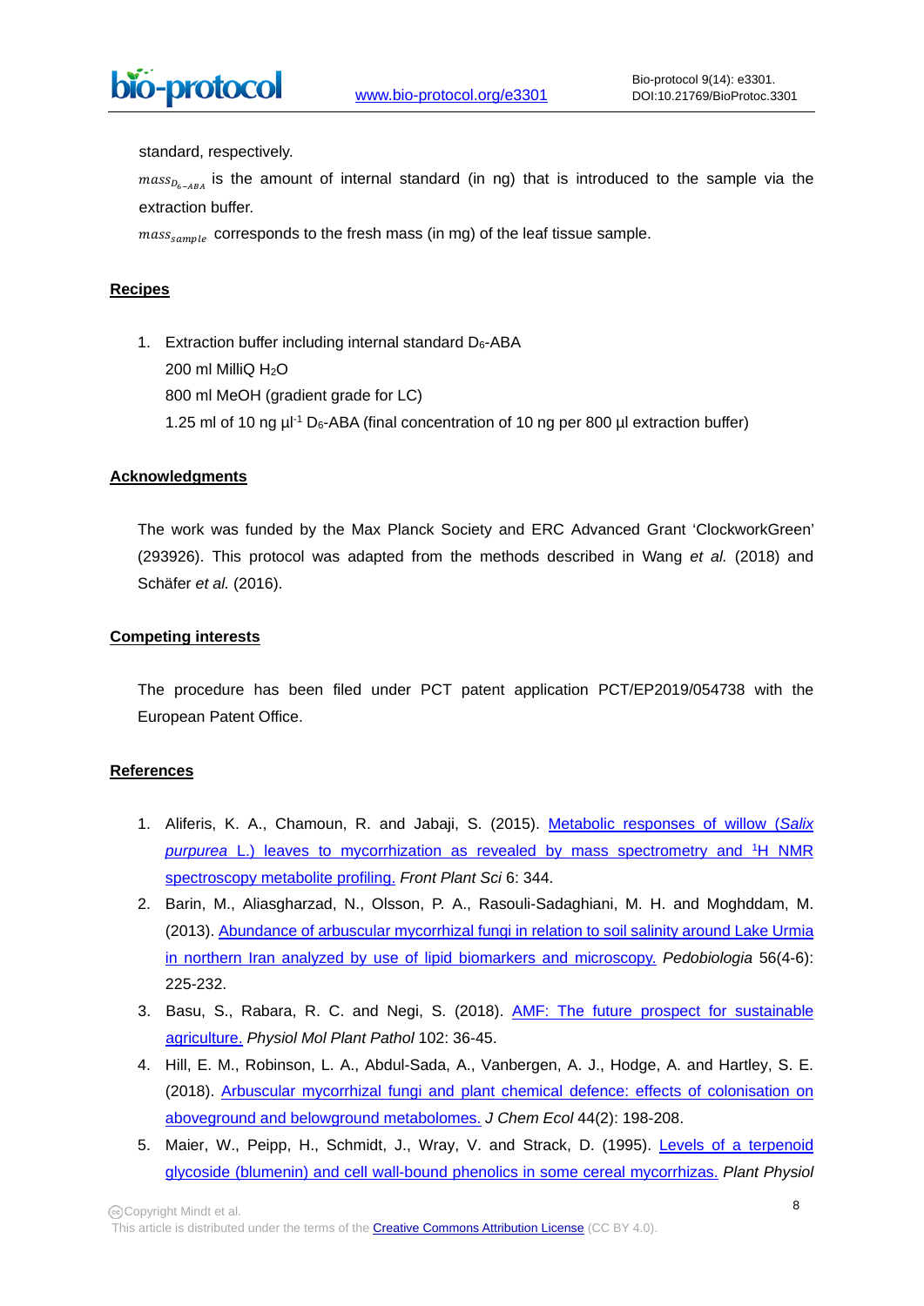standard, respectively.

$mass_{D_6-ABA}$ is the amount of internal standard (in ng) that is introduced to the sample via the extraction buffer.

$mass_{sample}$ corresponds to the fresh mass (in mg) of the leaf tissue sample.

## Recipes

1. Extraction buffer including internal standard $D_6$-ABA
   200 ml MilliQ $H_2O$
   800 ml MeOH (gradient grade for LC)
   1.25 ml of 10 ng $\mu l^{-1}$ $D_6$-ABA (final concentration of 10 ng per 800 µl extraction buffer)

## Acknowledgments

The work was funded by the Max Planck Society and ERC Advanced Grant 'ClockworkGreen' (293926). This protocol was adapted from the methods described in Wang *et al.* (2018) and Schäfer *et al.* (2016).

## Competing interests

The procedure has been filed under PCT patent application PCT/EP2019/054738 with the European Patent Office.

## References

1. Aliferis, K. A., Chamoun, R. and Jabaji, S. (2015). Metabolic responses of willow (*Salix purpurea* L.) leaves to mycorrhization as revealed by mass spectrometry and $^1$H NMR spectroscopy metabolite profiling. *Front Plant Sci* 6: 344.
2. Barin, M., Aliasgharzad, N., Olsson, P. A., Rasouli-Sadaghiani, M. H. and Moghddam, M. (2013). Abundance of arbuscular mycorrhizal fungi in relation to soil salinity around Lake Urmia in northern Iran analyzed by use of lipid biomarkers and microscopy. *Pedobiologia* 56(4-6): 225-232.
3. Basu, S., Rabara, R. C. and Negi, S. (2018). AMF: The future prospect for sustainable agriculture. *Physiol Mol Plant Pathol* 102: 36-45.
4. Hill, E. M., Robinson, L. A., Abdul-Sada, A., Vanbergen, A. J., Hodge, A. and Hartley, S. E. (2018). Arbuscular mycorrhizal fungi and plant chemical defence: effects of colonisation on aboveground and belowground metabolomes. *J Chem Ecol* 44(2): 198-208.
5. Maier, W., Peipp, H., Schmidt, J., Wray, V. and Strack, D. (1995). Levels of a terpenoid glycoside (blumenin) and cell wall-bound phenolics in some cereal mycorrhizas. *Plant Physiol*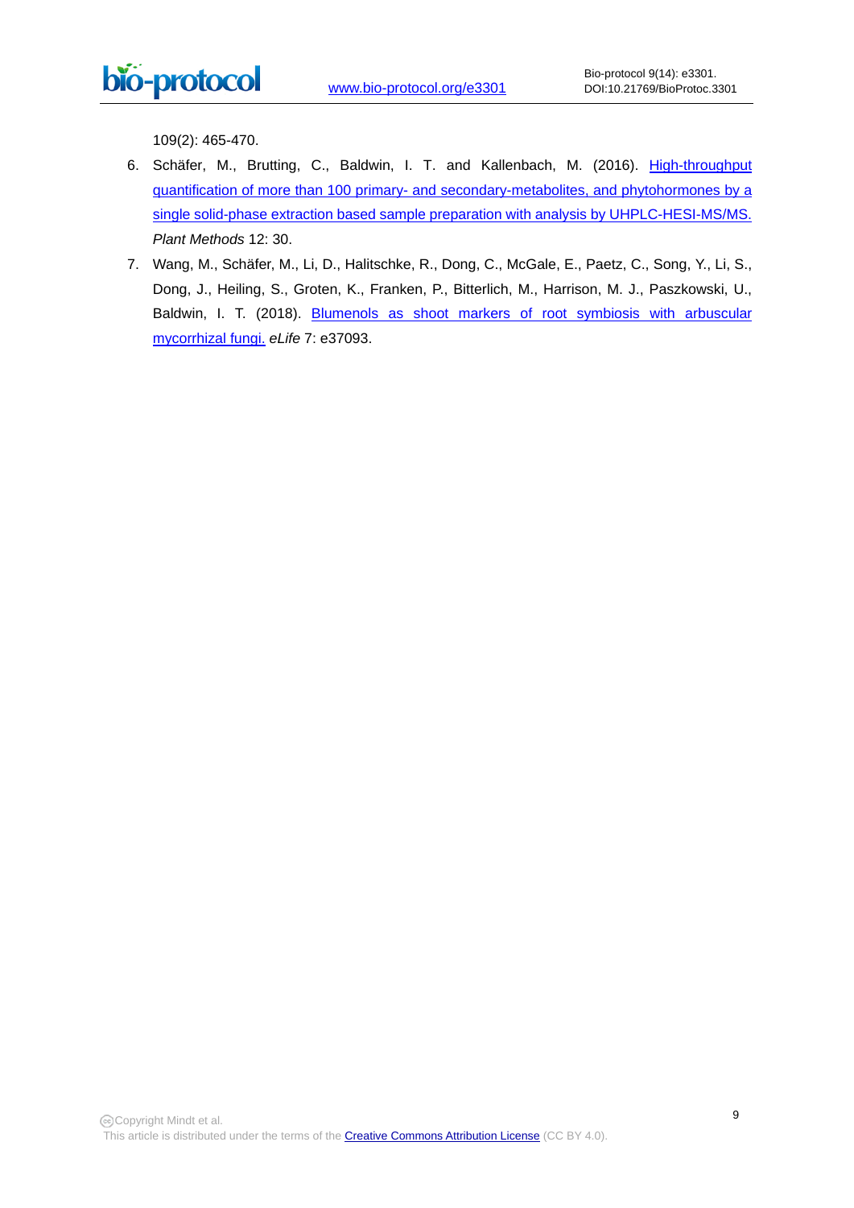109(2): 465-470.

6. Schäfer, M., Brutting, C., Baldwin, I. T. and Kallenbach, M. (2016). High-throughput quantification of more than 100 primary- and secondary-metabolites, and phytohormones by a single solid-phase extraction based sample preparation with analysis by UHPLC-HESI-MS/MS. *Plant Methods* 12: 30.
7. Wang, M., Schäfer, M., Li, D., Halitschke, R., Dong, C., McGale, E., Paetz, C., Song, Y., Li, S., Dong, J., Heiling, S., Groten, K., Franken, P., Bitterlich, M., Harrison, M. J., Paszkowski, U., Baldwin, I. T. (2018). Blumenols as shoot markers of root symbiosis with arbuscular mycorrhizal fungi. *eLife* 7: e37093.